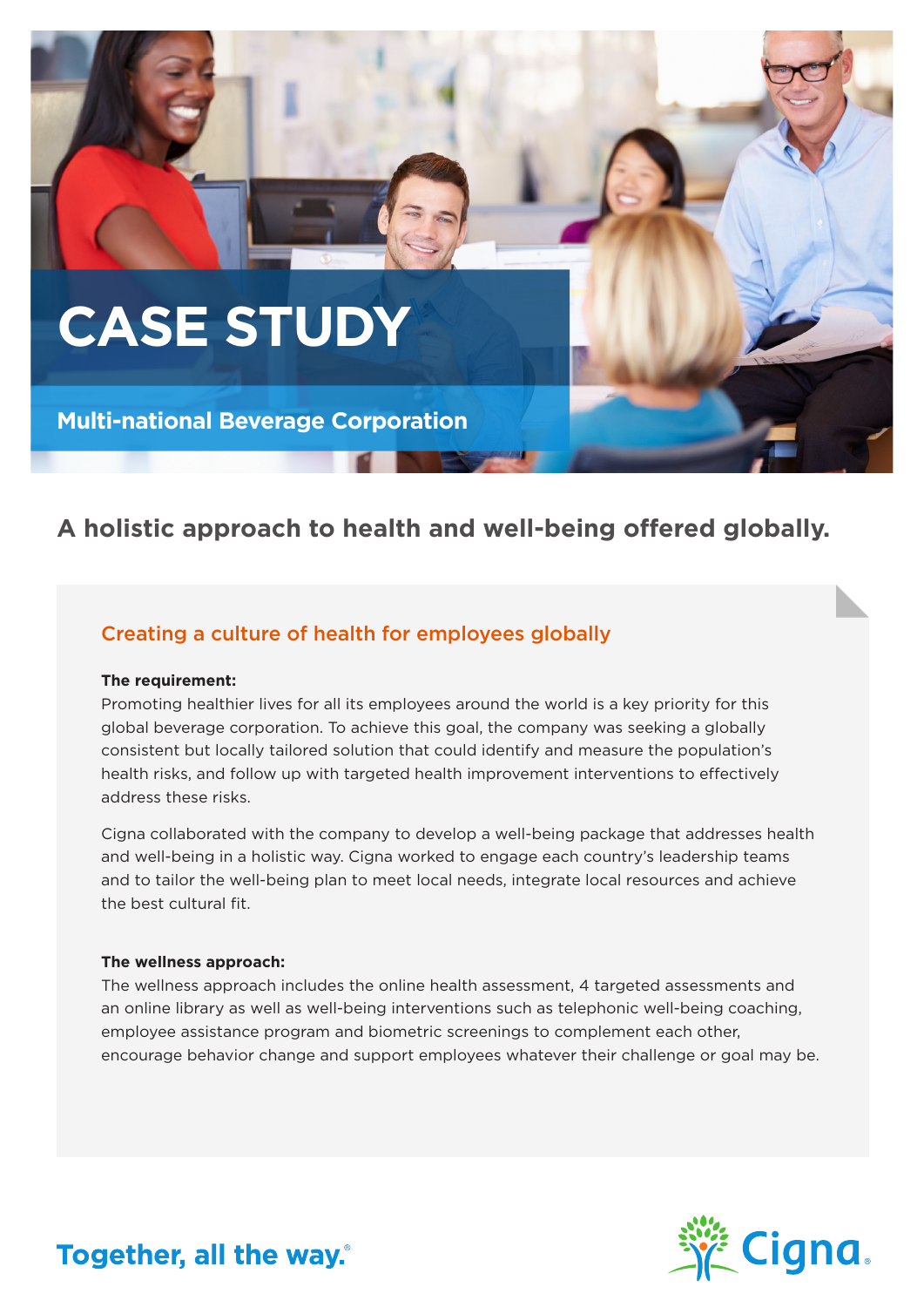# CASE STUDY

**Multi-national Beverage Corporation**

## A holistic approach to health and well-being offered globally.

### Creating a culture of health for employees globally

**The requirement:**

Promoting healthier lives for all its employees around the world is a key priority for this global beverage corporation. To achieve this goal, the company was seeking a globally consistent but locally tailored solution that could identify and measure the population's health risks, and follow up with targeted health improvement interventions to effectively address these risks.

Cigna collaborated with the company to develop a well-being package that addresses health and well-being in a holistic way. Cigna worked to engage each country's leadership teams and to tailor the well-being plan to meet local needs, integrate local resources and achieve the best cultural fit.

**The wellness approach:**

The wellness approach includes the online health assessment, 4 targeted assessments and an online library as well as well-being interventions such as telephonic well-being coaching, employee assistance program and biometric screenings to complement each other, encourage behavior change and support employees whatever their challenge or goal may be.

Together, all the way.®

Cigna.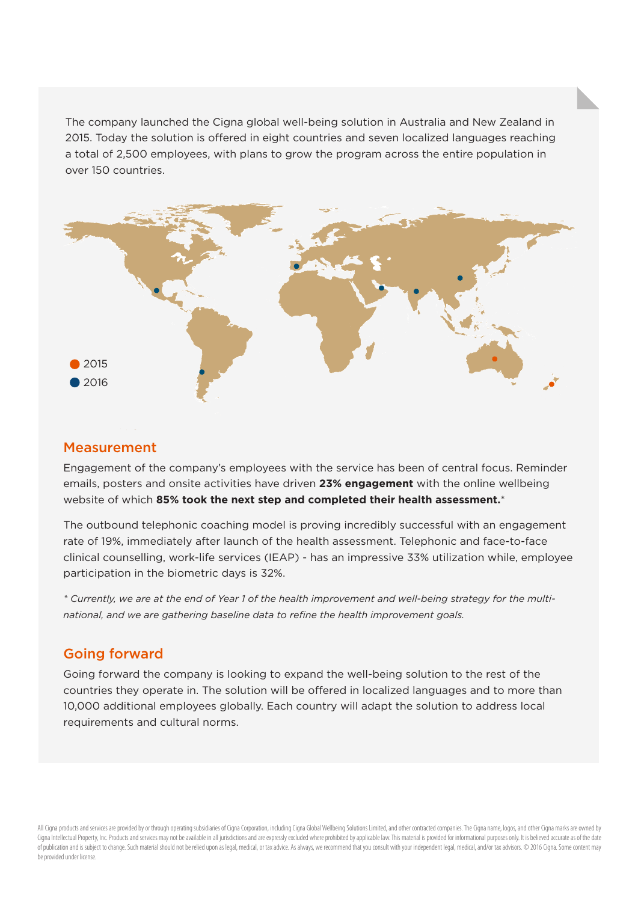The company launched the Cigna global well-being solution in Australia and New Zealand in 2015. Today the solution is offered in eight countries and seven localized languages reaching a total of 2,500 employees, with plans to grow the program across the entire population in over 150 countries.

2015
2016

## Measurement

Engagement of the company's employees with the service has been of central focus. Reminder emails, posters and onsite activities have driven **23% engagement** with the online wellbeing website of which **85% took the next step and completed their health assessment.***

The outbound telephonic coaching model is proving incredibly successful with an engagement rate of 19%, immediately after launch of the health assessment. Telephonic and face-to-face clinical counselling, work-life services (IEAP) - has an impressive 33% utilization while, employee participation in the biometric days is 32%.

*\* Currently, we are at the end of Year 1 of the health improvement and well-being strategy for the multi-national, and we are gathering baseline data to refine the health improvement goals.*

## Going forward

Going forward the company is looking to expand the well-being solution to the rest of the countries they operate in. The solution will be offered in localized languages and to more than 10,000 additional employees globally. Each country will adapt the solution to address local requirements and cultural norms.

All Cigna products and services are provided by or through operating subsidiaries of Cigna Corporation, including Cigna Global Wellbeing Solutions Limited, and other contracted companies. The Cigna name, logos, and other Cigna marks are owned by Cigna Intellectual Property, Inc. Products and services may not be available in all jurisdictions and are expressly excluded where prohibited by applicable law. This material is provided for informational purposes only. It is believed accurate as of the date of publication and is subject to change. Such material should not be relied upon as legal, medical, or tax advice. As always, we recommend that you consult with your independent legal, medical, and/or tax advisors. © 2016 Cigna. Some content may be provided under license.